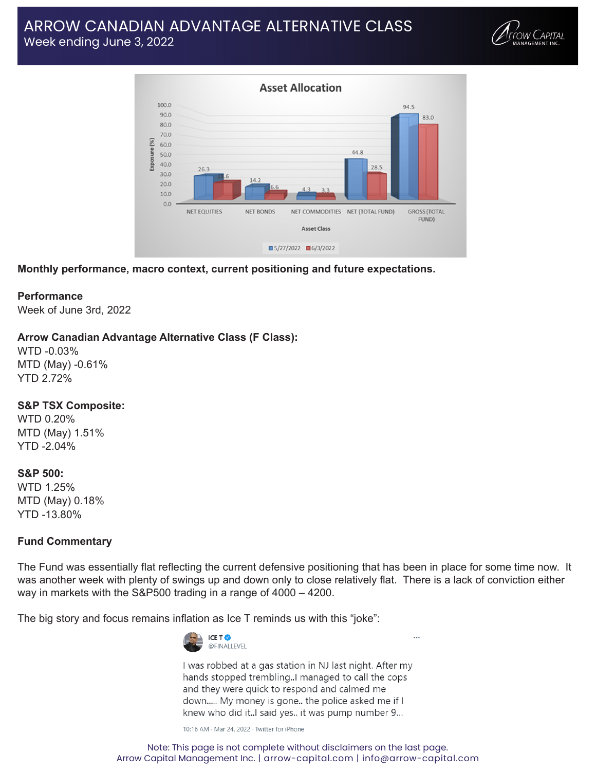# ARROW CANADIAN ADVANTAGE ALTERNATIVE CLASS
## Week ending June 3, 2022

**Monthly performance, macro context, current positioning and future expectations.**

**Performance**
Week of June 3rd, 2022

**Arrow Canadian Advantage Alternative Class (F Class):**
WTD -0.03%
MTD (May) -0.61%
YTD 2.72%

**S&P TSX Composite:**
WTD 0.20%
MTD (May) 1.51%
YTD -2.04%

**S&P 500:**
WTD 1.25%
MTD (May) 0.18%
YTD -13.80%

**Fund Commentary**

The Fund was essentially flat reflecting the current defensive positioning that has been in place for some time now. It was another week with plenty of swings up and down only to close relatively flat. There is a lack of conviction either way in markets with the S&P500 trading in a range of 4000 – 4200.

The big story and focus remains inflation as Ice T reminds us with this "joke":

ICE T
@FINALLEVEL

I was robbed at a gas station in NJ last night. After my hands stopped trembling..I managed to call the cops and they were quick to respond and calmed me down..... My money is gone.. the police asked me if I knew who did it..I said yes.. it was pump number 9...

10:16 AM · Mar 24, 2022 · Twitter for iPhone

Note: This page is not complete without disclaimers on the last page.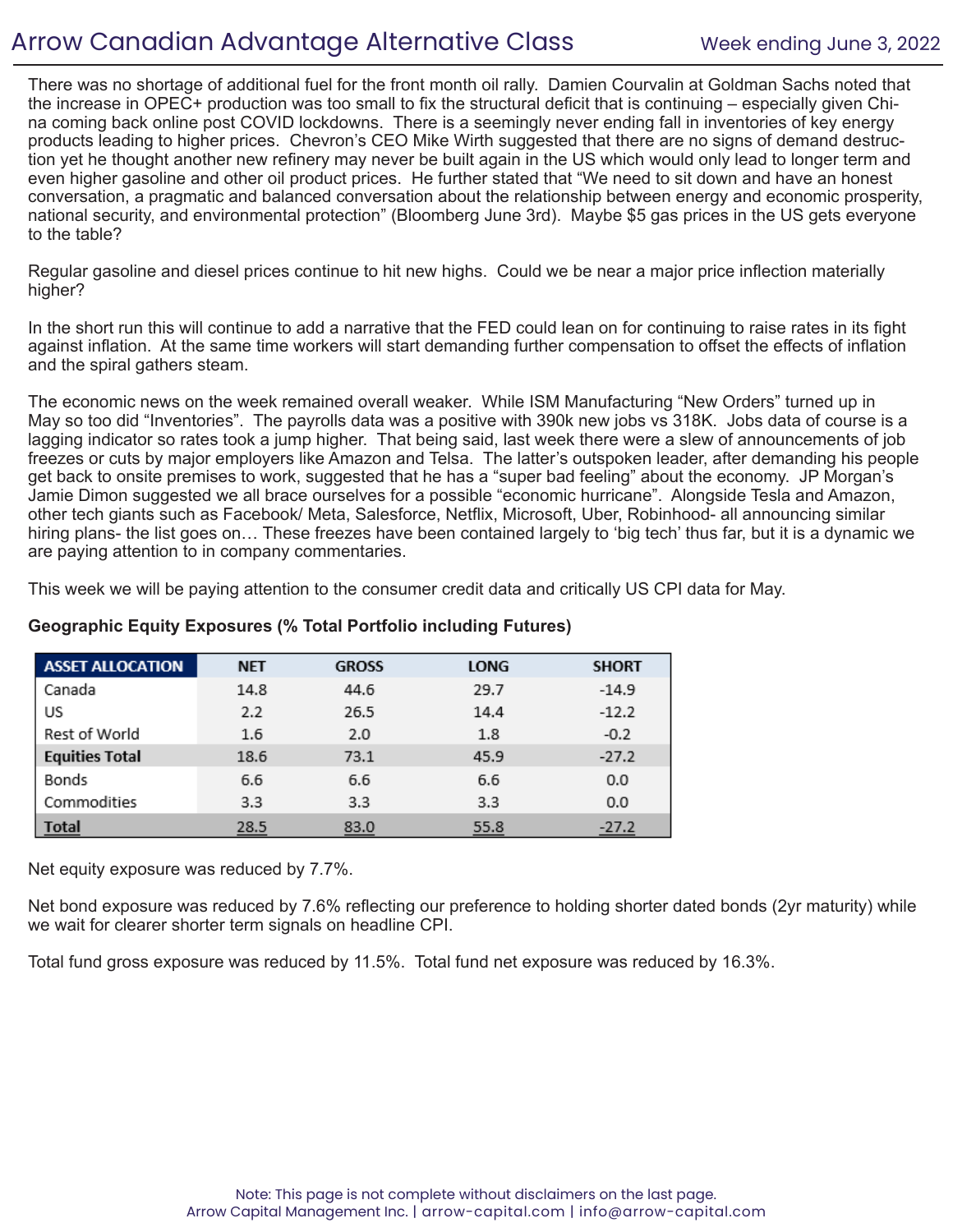There was no shortage of additional fuel for the front month oil rally. Damien Courvalin at Goldman Sachs noted that the increase in OPEC+ production was too small to fix the structural deficit that is continuing – especially given China coming back online post COVID lockdowns. There is a seemingly never ending fall in inventories of key energy products leading to higher prices. Chevron's CEO Mike Wirth suggested that there are no signs of demand destruction yet he thought another new refinery may never be built again in the US which would only lead to longer term and even higher gasoline and other oil product prices. He further stated that "We need to sit down and have an honest conversation, a pragmatic and balanced conversation about the relationship between energy and economic prosperity, national security, and environmental protection" (Bloomberg June 3rd). Maybe $5 gas prices in the US gets everyone to the table?

Regular gasoline and diesel prices continue to hit new highs. Could we be near a major price inflection materially higher?

In the short run this will continue to add a narrative that the FED could lean on for continuing to raise rates in its fight against inflation. At the same time workers will start demanding further compensation to offset the effects of inflation and the spiral gathers steam.

The economic news on the week remained overall weaker. While ISM Manufacturing "New Orders" turned up in May so too did "Inventories". The payrolls data was a positive with 390k new jobs vs 318K. Jobs data of course is a lagging indicator so rates took a jump higher. That being said, last week there were a slew of announcements of job freezes or cuts by major employers like Amazon and Telsa. The latter's outspoken leader, after demanding his people get back to onsite premises to work, suggested that he has a "super bad feeling" about the economy. JP Morgan's Jamie Dimon suggested we all brace ourselves for a possible "economic hurricane". Alongside Tesla and Amazon, other tech giants such as Facebook/ Meta, Salesforce, Netflix, Microsoft, Uber, Robinhood- all announcing similar hiring plans- the list goes on… These freezes have been contained largely to 'big tech' thus far, but it is a dynamic we are paying attention to in company commentaries.

This week we will be paying attention to the consumer credit data and critically US CPI data for May.

**Geographic Equity Exposures (% Total Portfolio including Futures)**

| ASSET ALLOCATION | NET | GROSS | LONG | SHORT |
|---|---|---|---|---|
| Canada | 14.8 | 44.6 | 29.7 | -14.9 |
| US | 2.2 | 26.5 | 14.4 | -12.2 |
| Rest of World | 1.6 | 2.0 | 1.8 | -0.2 |
| **Equities Total** | 18.6 | 73.1 | 45.9 | -27.2 |
| Bonds | 6.6 | 6.6 | 6.6 | 0.0 |
| Commodities | 3.3 | 3.3 | 3.3 | 0.0 |
| **Total** | 28.5 | 83.0 | 55.8 | -27.2 |

Net equity exposure was reduced by 7.7%.

Net bond exposure was reduced by 7.6% reflecting our preference to holding shorter dated bonds (2yr maturity) while we wait for clearer shorter term signals on headline CPI.

Total fund gross exposure was reduced by 11.5%. Total fund net exposure was reduced by 16.3%.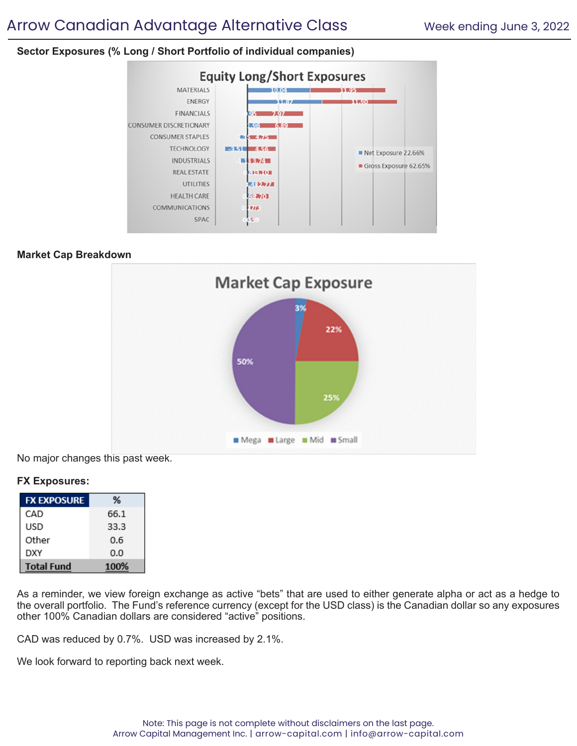# Arrow Canadian Advantage Alternative Class

Week ending June 3, 2022

**Sector Exposures (% Long / Short Portfolio of individual companies)**

**Market Cap Breakdown**

No major changes this past week.

**FX Exposures:**

| FX EXPOSURE | % |
|---|---|
| CAD | 66.1 |
| USD | 33.3 |
| Other | 0.6 |
| DXY | 0.0 |
| Total Fund | 100% |

As a reminder, we view foreign exchange as active "bets" that are used to either generate alpha or act as a hedge to the overall portfolio. The Fund's reference currency (except for the USD class) is the Canadian dollar so any exposures other 100% Canadian dollars are considered "active" positions.

CAD was reduced by 0.7%. USD was increased by 2.1%.

We look forward to reporting back next week.

Note: This page is not complete without disclaimers on the last page.
Arrow Capital Management Inc. | arrow-capital.com | info@arrow-capital.com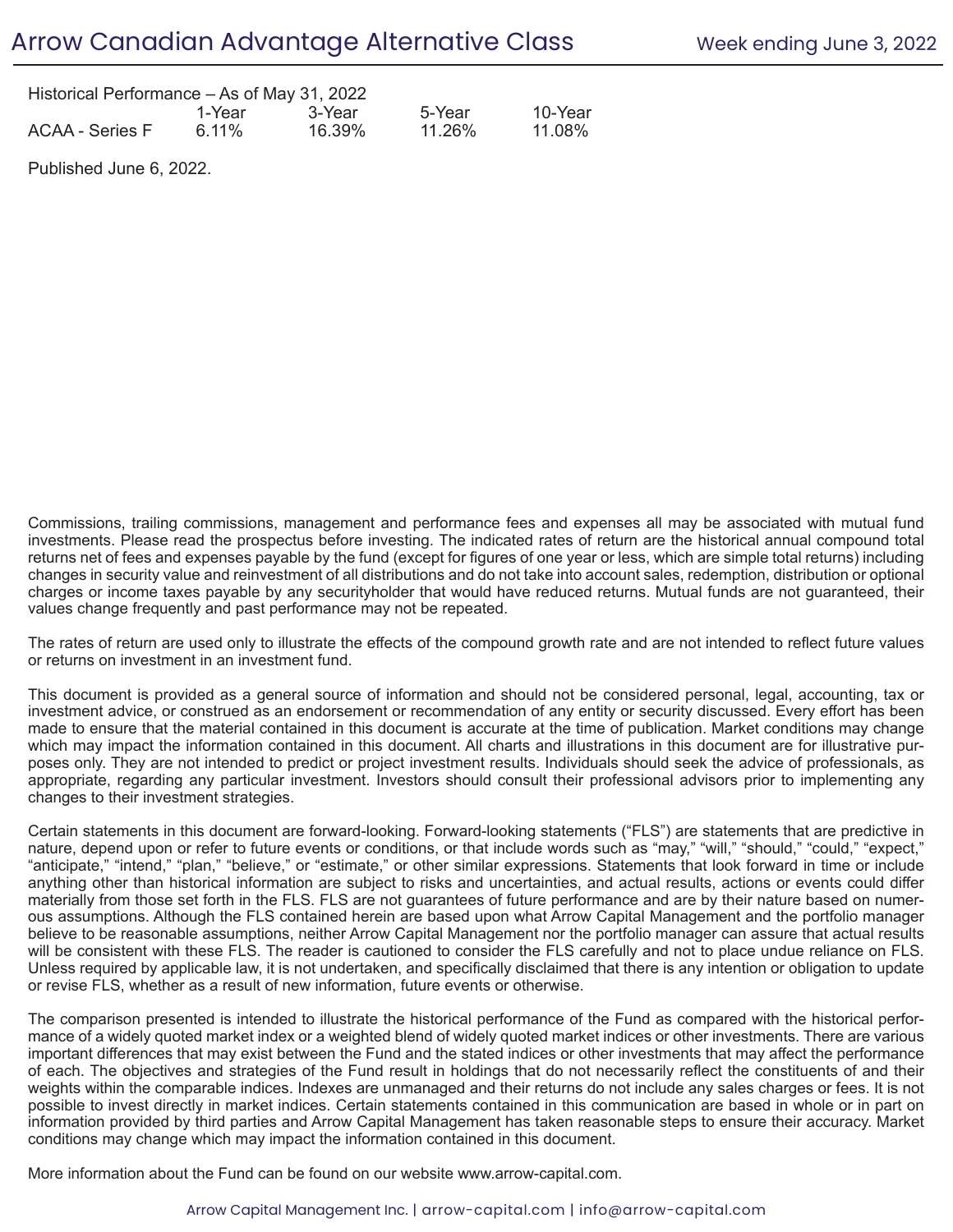Historical Performance – As of May 31, 2022

| | 1-Year | 3-Year | 5-Year | 10-Year |
|---|---|---|---|---|
| ACAA - Series F | 6.11% | 16.39% | 11.26% | 11.08% |

Published June 6, 2022.

Commissions, trailing commissions, management and performance fees and expenses all may be associated with mutual fund investments. Please read the prospectus before investing. The indicated rates of return are the historical annual compound total returns net of fees and expenses payable by the fund (except for figures of one year or less, which are simple total returns) including changes in security value and reinvestment of all distributions and do not take into account sales, redemption, distribution or optional charges or income taxes payable by any securityholder that would have reduced returns. Mutual funds are not guaranteed, their values change frequently and past performance may not be repeated.

The rates of return are used only to illustrate the effects of the compound growth rate and are not intended to reflect future values or returns on investment in an investment fund.

This document is provided as a general source of information and should not be considered personal, legal, accounting, tax or investment advice, or construed as an endorsement or recommendation of any entity or security discussed. Every effort has been made to ensure that the material contained in this document is accurate at the time of publication. Market conditions may change which may impact the information contained in this document. All charts and illustrations in this document are for illustrative purposes only. They are not intended to predict or project investment results. Individuals should seek the advice of professionals, as appropriate, regarding any particular investment. Investors should consult their professional advisors prior to implementing any changes to their investment strategies.

Certain statements in this document are forward-looking. Forward-looking statements ("FLS") are statements that are predictive in nature, depend upon or refer to future events or conditions, or that include words such as "may," "will," "should," "could," "expect," "anticipate," "intend," "plan," "believe," or "estimate," or other similar expressions. Statements that look forward in time or include anything other than historical information are subject to risks and uncertainties, and actual results, actions or events could differ materially from those set forth in the FLS. FLS are not guarantees of future performance and are by their nature based on numerous assumptions. Although the FLS contained herein are based upon what Arrow Capital Management and the portfolio manager believe to be reasonable assumptions, neither Arrow Capital Management nor the portfolio manager can assure that actual results will be consistent with these FLS. The reader is cautioned to consider the FLS carefully and not to place undue reliance on FLS. Unless required by applicable law, it is not undertaken, and specifically disclaimed that there is any intention or obligation to update or revise FLS, whether as a result of new information, future events or otherwise.

The comparison presented is intended to illustrate the historical performance of the Fund as compared with the historical performance of a widely quoted market index or a weighted blend of widely quoted market indices or other investments. There are various important differences that may exist between the Fund and the stated indices or other investments that may affect the performance of each. The objectives and strategies of the Fund result in holdings that do not necessarily reflect the constituents of and their weights within the comparable indices. Indexes are unmanaged and their returns do not include any sales charges or fees. It is not possible to invest directly in market indices. Certain statements contained in this communication are based in whole or in part on information provided by third parties and Arrow Capital Management has taken reasonable steps to ensure their accuracy. Market conditions may change which may impact the information contained in this document.

More information about the Fund can be found on our website www.arrow-capital.com.